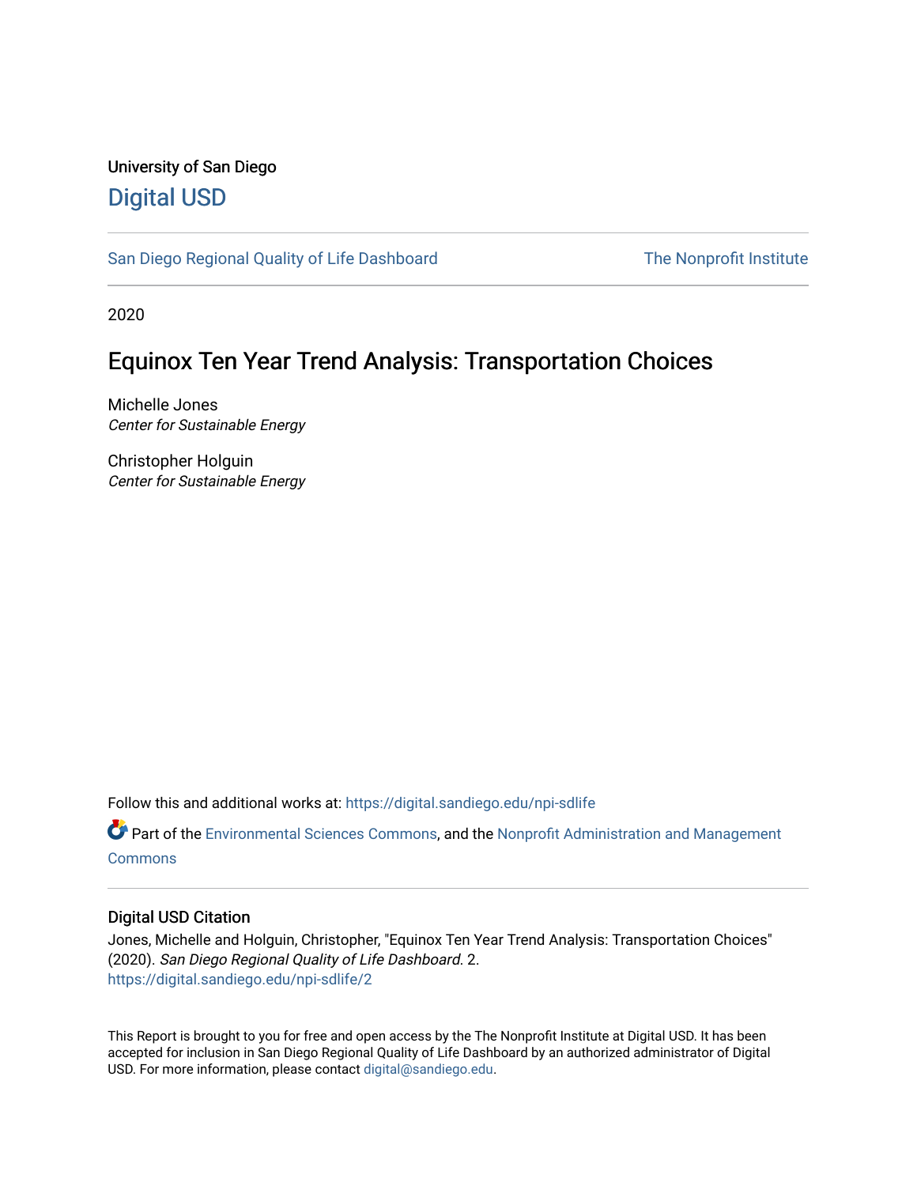University of San Diego

Digital USD

San Diego Regional Quality of Life Dashboard

The Nonprofit Institute

2020

# Equinox Ten Year Trend Analysis: Transportation Choices

Michelle Jones
*Center for Sustainable Energy*

Christopher Holguin
*Center for Sustainable Energy*

Follow this and additional works at: https://digital.sandiego.edu/npi-sdlife

Part of the Environmental Sciences Commons, and the Nonprofit Administration and Management Commons

## Digital USD Citation

Jones, Michelle and Holguin, Christopher, "Equinox Ten Year Trend Analysis: Transportation Choices" (2020). *San Diego Regional Quality of Life Dashboard*. 2.
https://digital.sandiego.edu/npi-sdlife/2

This Report is brought to you for free and open access by the The Nonprofit Institute at Digital USD. It has been accepted for inclusion in San Diego Regional Quality of Life Dashboard by an authorized administrator of Digital USD. For more information, please contact digital@sandiego.edu.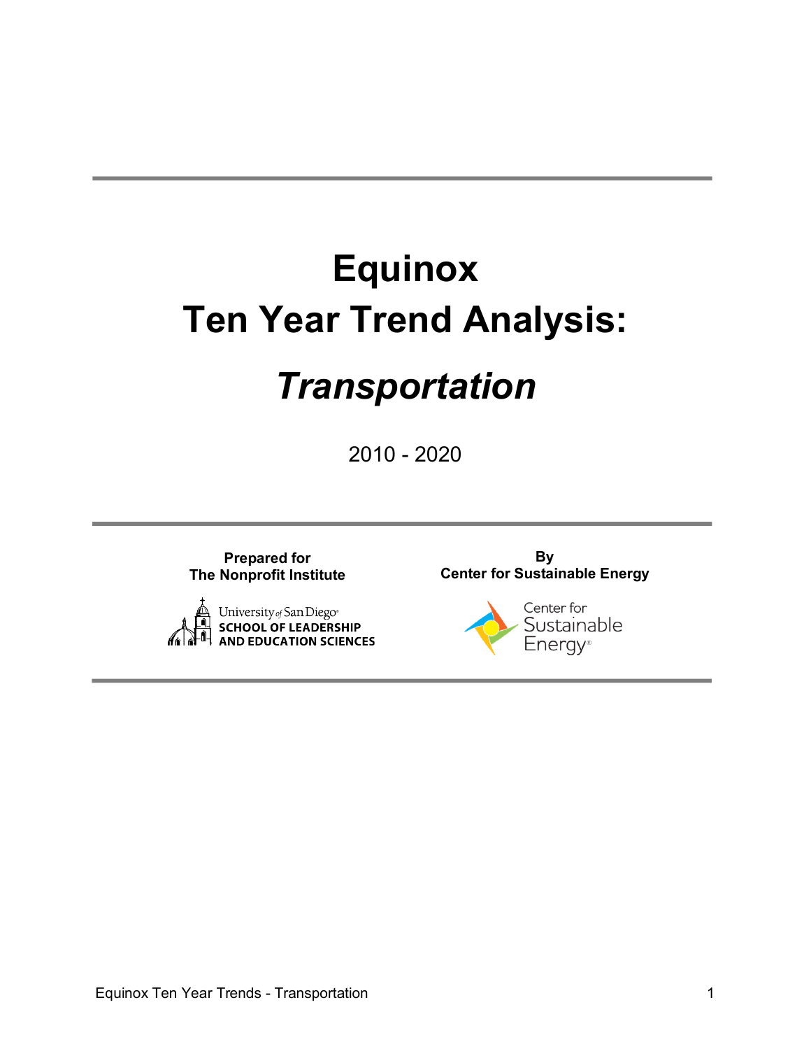# Equinox
# Ten Year Trend Analysis:
# *Transportation*

2010 - 2020

**Prepared for**
**The Nonprofit Institute**

University of San Diego
SCHOOL OF LEADERSHIP
AND EDUCATION SCIENCES

**By**
**Center for Sustainable Energy**

Center for
Sustainable
Energy®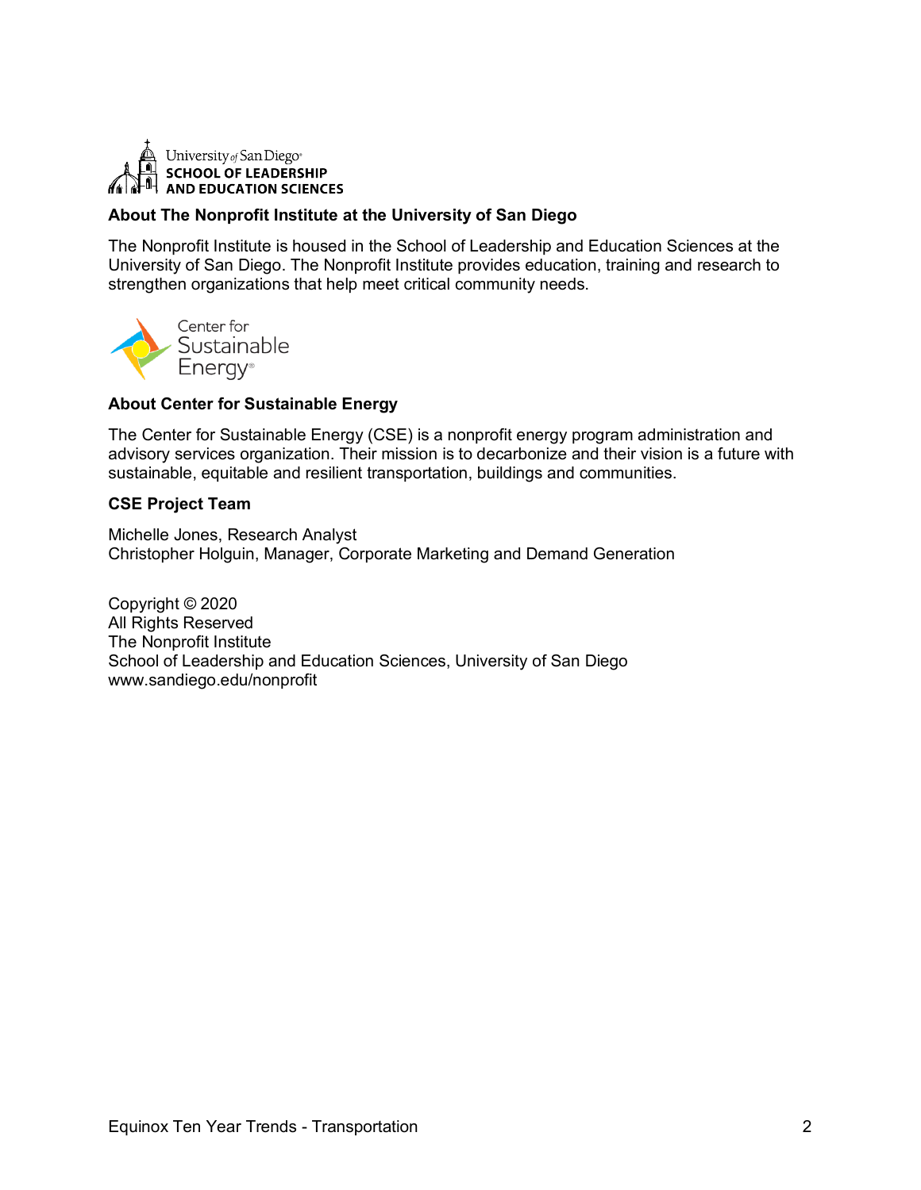University of San Diego
SCHOOL OF LEADERSHIP
AND EDUCATION SCIENCES

**About The Nonprofit Institute at the University of San Diego**

The Nonprofit Institute is housed in the School of Leadership and Education Sciences at the University of San Diego. The Nonprofit Institute provides education, training and research to strengthen organizations that help meet critical community needs.

Center for Sustainable Energy

**About Center for Sustainable Energy**

The Center for Sustainable Energy (CSE) is a nonprofit energy program administration and advisory services organization. Their mission is to decarbonize and their vision is a future with sustainable, equitable and resilient transportation, buildings and communities.

**CSE Project Team**

Michelle Jones, Research Analyst
Christopher Holguin, Manager, Corporate Marketing and Demand Generation

Copyright © 2020
All Rights Reserved
The Nonprofit Institute
School of Leadership and Education Sciences, University of San Diego
www.sandiego.edu/nonprofit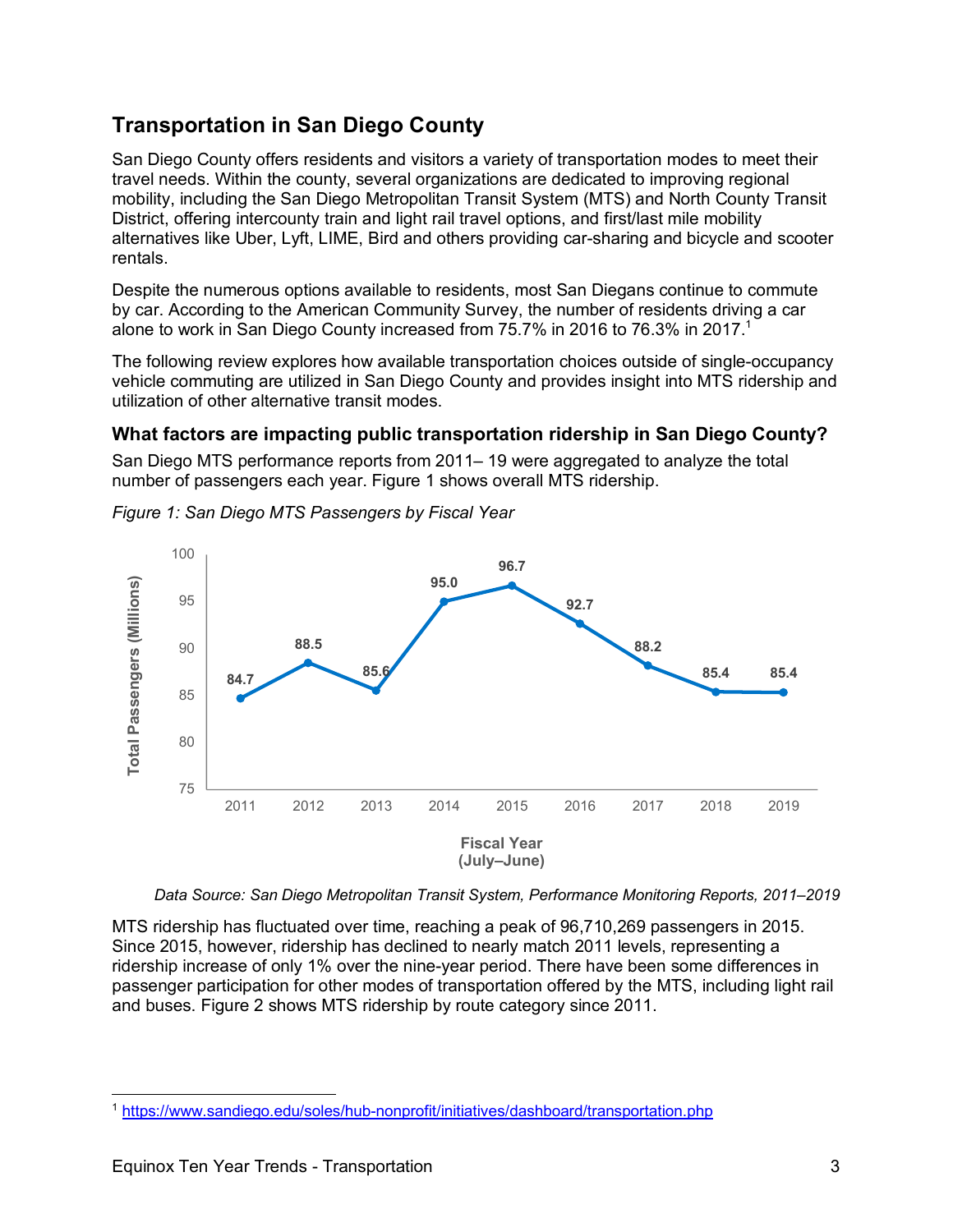## Transportation in San Diego County

San Diego County offers residents and visitors a variety of transportation modes to meet their travel needs. Within the county, several organizations are dedicated to improving regional mobility, including the San Diego Metropolitan Transit System (MTS) and North County Transit District, offering intercounty train and light rail travel options, and first/last mile mobility alternatives like Uber, Lyft, LIME, Bird and others providing car-sharing and bicycle and scooter rentals.

Despite the numerous options available to residents, most San Diegans continue to commute by car. According to the American Community Survey, the number of residents driving a car alone to work in San Diego County increased from 75.7% in 2016 to 76.3% in 2017.[1]

The following review explores how available transportation choices outside of single-occupancy vehicle commuting are utilized in San Diego County and provides insight into MTS ridership and utilization of other alternative transit modes.

### What factors are impacting public transportation ridership in San Diego County?

San Diego MTS performance reports from 2011– 19 were aggregated to analyze the total number of passengers each year. Figure 1 shows overall MTS ridership.

*Figure 1: San Diego MTS Passengers by Fiscal Year*

| Fiscal Year (July–June) | Total Passengers (Millions) |
| --- | --- |
| 2011 | 84.7 |
| 2012 | 88.5 |
| 2013 | 85.6 |
| 2014 | 95.0 |
| 2015 | 96.7 |
| 2016 | 92.7 |
| 2017 | 88.2 |
| 2018 | 85.4 |
| 2019 | 85.4 |

*Data Source: San Diego Metropolitan Transit System, Performance Monitoring Reports, 2011–2019*

MTS ridership has fluctuated over time, reaching a peak of 96,710,269 passengers in 2015. Since 2015, however, ridership has declined to nearly match 2011 levels, representing a ridership increase of only 1% over the nine-year period. There have been some differences in passenger participation for other modes of transportation offered by the MTS, including light rail and buses. Figure 2 shows MTS ridership by route category since 2011.

[1] https://www.sandiego.edu/soles/hub-nonprofit/initiatives/dashboard/transportation.php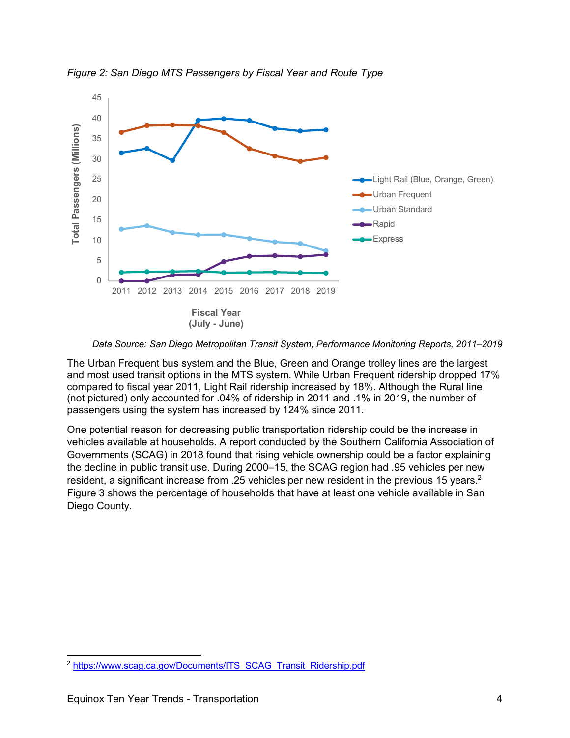*Figure 2: San Diego MTS Passengers by Fiscal Year and Route Type*

*Data Source: San Diego Metropolitan Transit System, Performance Monitoring Reports, 2011–2019*

The Urban Frequent bus system and the Blue, Green and Orange trolley lines are the largest and most used transit options in the MTS system. While Urban Frequent ridership dropped 17% compared to fiscal year 2011, Light Rail ridership increased by 18%. Although the Rural line (not pictured) only accounted for .04% of ridership in 2011 and .1% in 2019, the number of passengers using the system has increased by 124% since 2011.

One potential reason for decreasing public transportation ridership could be the increase in vehicles available at households. A report conducted by the Southern California Association of Governments (SCAG) in 2018 found that rising vehicle ownership could be a factor explaining the decline in public transit use. During 2000–15, the SCAG region had .95 vehicles per new resident, a significant increase from .25 vehicles per new resident in the previous 15 years.[2] Figure 3 shows the percentage of households that have at least one vehicle available in San Diego County.

[2] https://www.scag.ca.gov/Documents/ITS_SCAG_Transit_Ridership.pdf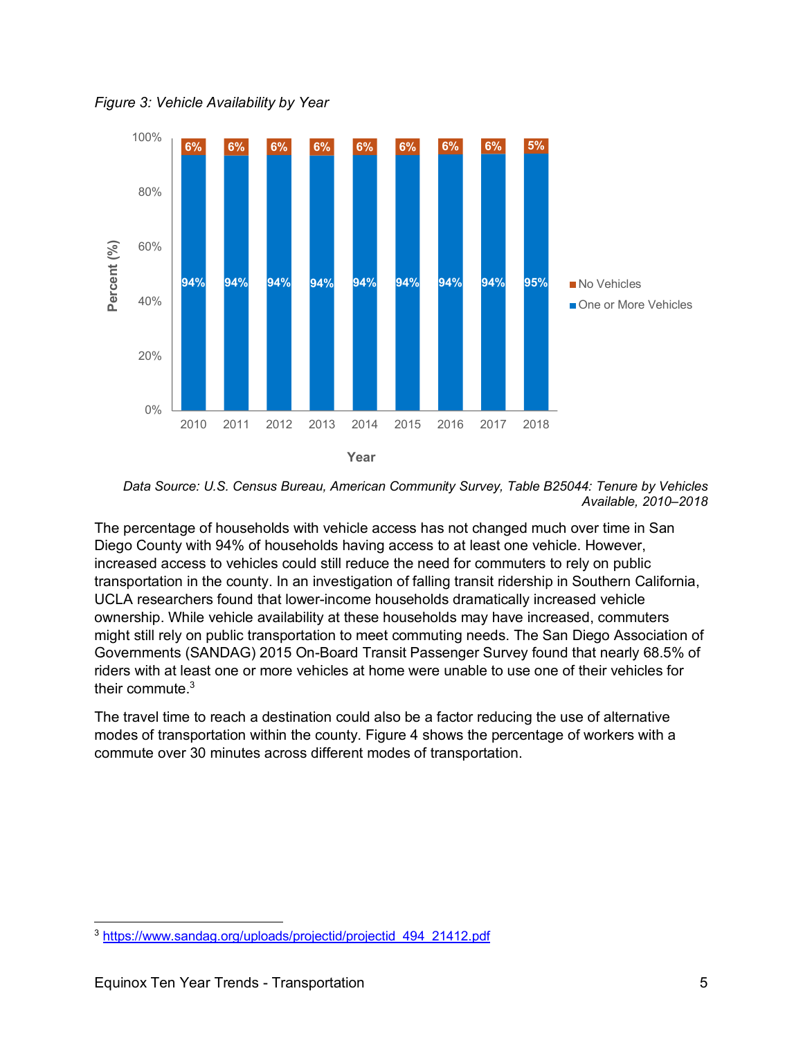*Figure 3: Vehicle Availability by Year*

| Year | One or More Vehicles | No Vehicles |
|---|---|---|
| 2010 | 94% | 6% |
| 2011 | 94% | 6% |
| 2012 | 94% | 6% |
| 2013 | 94% | 6% |
| 2014 | 94% | 6% |
| 2015 | 94% | 6% |
| 2016 | 94% | 6% |
| 2017 | 94% | 6% |
| 2018 | 95% | 5% |

*Data Source: U.S. Census Bureau, American Community Survey, Table B25044: Tenure by Vehicles Available, 2010–2018*

The percentage of households with vehicle access has not changed much over time in San Diego County with 94% of households having access to at least one vehicle. However, increased access to vehicles could still reduce the need for commuters to rely on public transportation in the county. In an investigation of falling transit ridership in Southern California, UCLA researchers found that lower-income households dramatically increased vehicle ownership. While vehicle availability at these households may have increased, commuters might still rely on public transportation to meet commuting needs. The San Diego Association of Governments (SANDAG) 2015 On-Board Transit Passenger Survey found that nearly 68.5% of riders with at least one or more vehicles at home were unable to use one of their vehicles for their commute.[3]

The travel time to reach a destination could also be a factor reducing the use of alternative modes of transportation within the county. Figure 4 shows the percentage of workers with a commute over 30 minutes across different modes of transportation.

[3] https://www.sandag.org/uploads/projectid/projectid_494_21412.pdf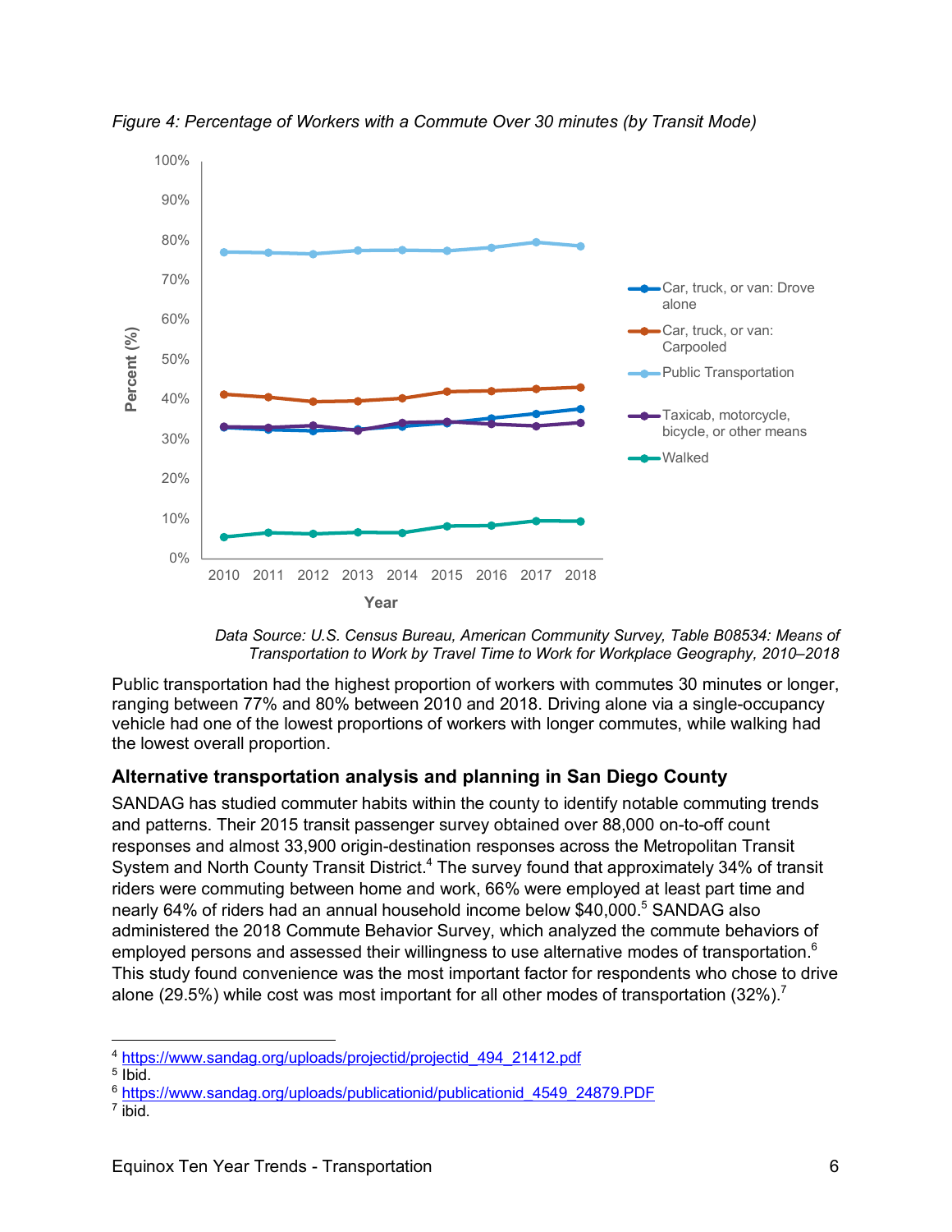*Figure 4: Percentage of Workers with a Commute Over 30 minutes (by Transit Mode)*

*Data Source: U.S. Census Bureau, American Community Survey, Table B08534: Means of Transportation to Work by Travel Time to Work for Workplace Geography, 2010–2018*

Public transportation had the highest proportion of workers with commutes 30 minutes or longer, ranging between 77% and 80% between 2010 and 2018. Driving alone via a single-occupancy vehicle had one of the lowest proportions of workers with longer commutes, while walking had the lowest overall proportion.

## Alternative transportation analysis and planning in San Diego County

SANDAG has studied commuter habits within the county to identify notable commuting trends and patterns. Their 2015 transit passenger survey obtained over 88,000 on-to-off count responses and almost 33,900 origin-destination responses across the Metropolitan Transit System and North County Transit District.[4] The survey found that approximately 34% of transit riders were commuting between home and work, 66% were employed at least part time and nearly 64% of riders had an annual household income below $40,000.[5] SANDAG also administered the 2018 Commute Behavior Survey, which analyzed the commute behaviors of employed persons and assessed their willingness to use alternative modes of transportation.[6] This study found convenience was the most important factor for respondents who chose to drive alone (29.5%) while cost was most important for all other modes of transportation (32%).[7]

---

[4] https://www.sandag.org/uploads/projectid/projectid_494_21412.pdf

[5] Ibid.

[6] https://www.sandag.org/uploads/publicationid/publicationid_4549_24879.PDF

[7] ibid.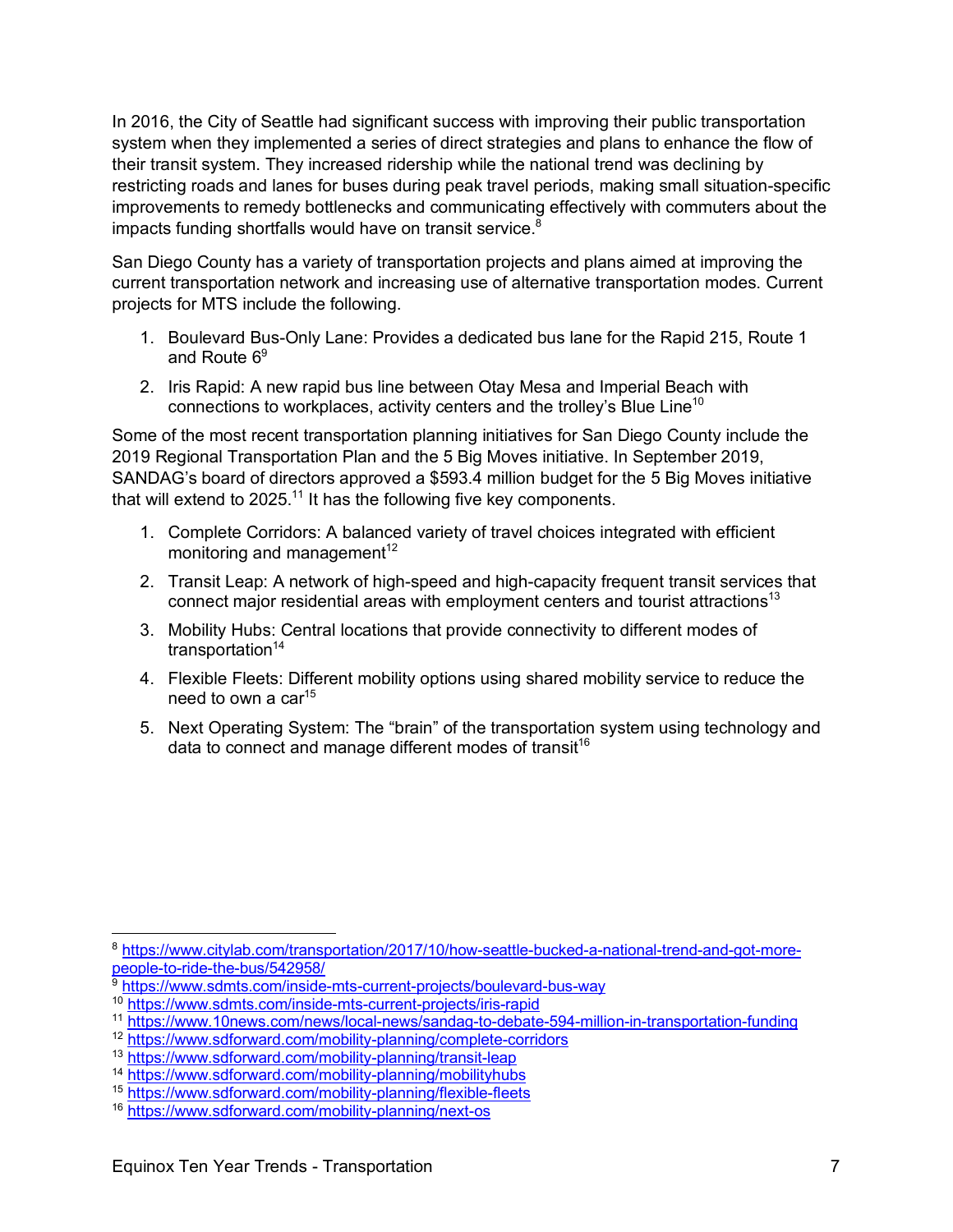In 2016, the City of Seattle had significant success with improving their public transportation system when they implemented a series of direct strategies and plans to enhance the flow of their transit system. They increased ridership while the national trend was declining by restricting roads and lanes for buses during peak travel periods, making small situation-specific improvements to remedy bottlenecks and communicating effectively with commuters about the impacts funding shortfalls would have on transit service.[8]

San Diego County has a variety of transportation projects and plans aimed at improving the current transportation network and increasing use of alternative transportation modes. Current projects for MTS include the following.

1. Boulevard Bus-Only Lane: Provides a dedicated bus lane for the Rapid 215, Route 1 and Route 6[9]
2. Iris Rapid: A new rapid bus line between Otay Mesa and Imperial Beach with connections to workplaces, activity centers and the trolley's Blue Line[10]

Some of the most recent transportation planning initiatives for San Diego County include the 2019 Regional Transportation Plan and the 5 Big Moves initiative. In September 2019, SANDAG's board of directors approved a $593.4 million budget for the 5 Big Moves initiative that will extend to 2025.[11] It has the following five key components.

1. Complete Corridors: A balanced variety of travel choices integrated with efficient monitoring and management[12]
2. Transit Leap: A network of high-speed and high-capacity frequent transit services that connect major residential areas with employment centers and tourist attractions[13]
3. Mobility Hubs: Central locations that provide connectivity to different modes of transportation[14]
4. Flexible Fleets: Different mobility options using shared mobility service to reduce the need to own a car[15]
5. Next Operating System: The "brain" of the transportation system using technology and data to connect and manage different modes of transit[16]

---

[8] https://www.citylab.com/transportation/2017/10/how-seattle-bucked-a-national-trend-and-got-more-people-to-ride-the-bus/542958/
[9] https://www.sdmts.com/inside-mts-current-projects/boulevard-bus-way
[10] https://www.sdmts.com/inside-mts-current-projects/iris-rapid
[11] https://www.10news.com/news/local-news/sandag-to-debate-594-million-in-transportation-funding
[12] https://www.sdforward.com/mobility-planning/complete-corridors
[13] https://www.sdforward.com/mobility-planning/transit-leap
[14] https://www.sdforward.com/mobility-planning/mobilityhubs
[15] https://www.sdforward.com/mobility-planning/flexible-fleets
[16] https://www.sdforward.com/mobility-planning/next-os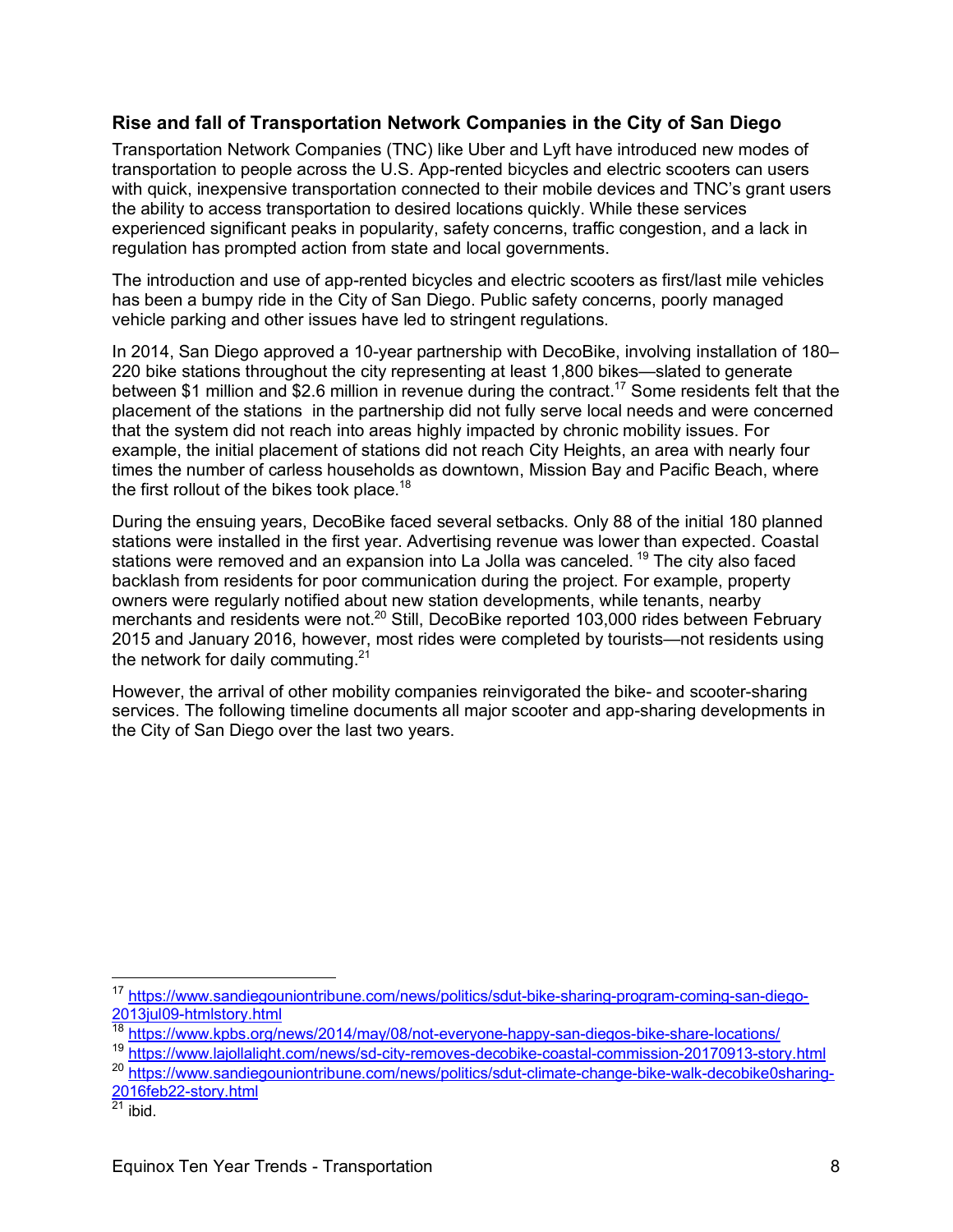### Rise and fall of Transportation Network Companies in the City of San Diego

Transportation Network Companies (TNC) like Uber and Lyft have introduced new modes of transportation to people across the U.S. App-rented bicycles and electric scooters can users with quick, inexpensive transportation connected to their mobile devices and TNC's grant users the ability to access transportation to desired locations quickly. While these services experienced significant peaks in popularity, safety concerns, traffic congestion, and a lack in regulation has prompted action from state and local governments.

The introduction and use of app-rented bicycles and electric scooters as first/last mile vehicles has been a bumpy ride in the City of San Diego. Public safety concerns, poorly managed vehicle parking and other issues have led to stringent regulations.

In 2014, San Diego approved a 10-year partnership with DecoBike, involving installation of 180–220 bike stations throughout the city representing at least 1,800 bikes—slated to generate between $1 million and $2.6 million in revenue during the contract.[17] Some residents felt that the placement of the stations in the partnership did not fully serve local needs and were concerned that the system did not reach into areas highly impacted by chronic mobility issues. For example, the initial placement of stations did not reach City Heights, an area with nearly four times the number of carless households as downtown, Mission Bay and Pacific Beach, where the first rollout of the bikes took place.[18]

During the ensuing years, DecoBike faced several setbacks. Only 88 of the initial 180 planned stations were installed in the first year. Advertising revenue was lower than expected. Coastal stations were removed and an expansion into La Jolla was canceled. [19] The city also faced backlash from residents for poor communication during the project. For example, property owners were regularly notified about new station developments, while tenants, nearby merchants and residents were not.[20] Still, DecoBike reported 103,000 rides between February 2015 and January 2016, however, most rides were completed by tourists—not residents using the network for daily commuting.[21]

However, the arrival of other mobility companies reinvigorated the bike- and scooter-sharing services. The following timeline documents all major scooter and app-sharing developments in the City of San Diego over the last two years.

---

[17] https://www.sandiegouniontribune.com/news/politics/sdut-bike-sharing-program-coming-san-diego-2013jul09-htmlstory.html

[18] https://www.kpbs.org/news/2014/may/08/not-everyone-happy-san-diegos-bike-share-locations/

[19] https://www.lajollalight.com/news/sd-city-removes-decobike-coastal-commission-20170913-story.html

[20] https://www.sandiegouniontribune.com/news/politics/sdut-climate-change-bike-walk-decobike0sharing-2016feb22-story.html

[21] ibid.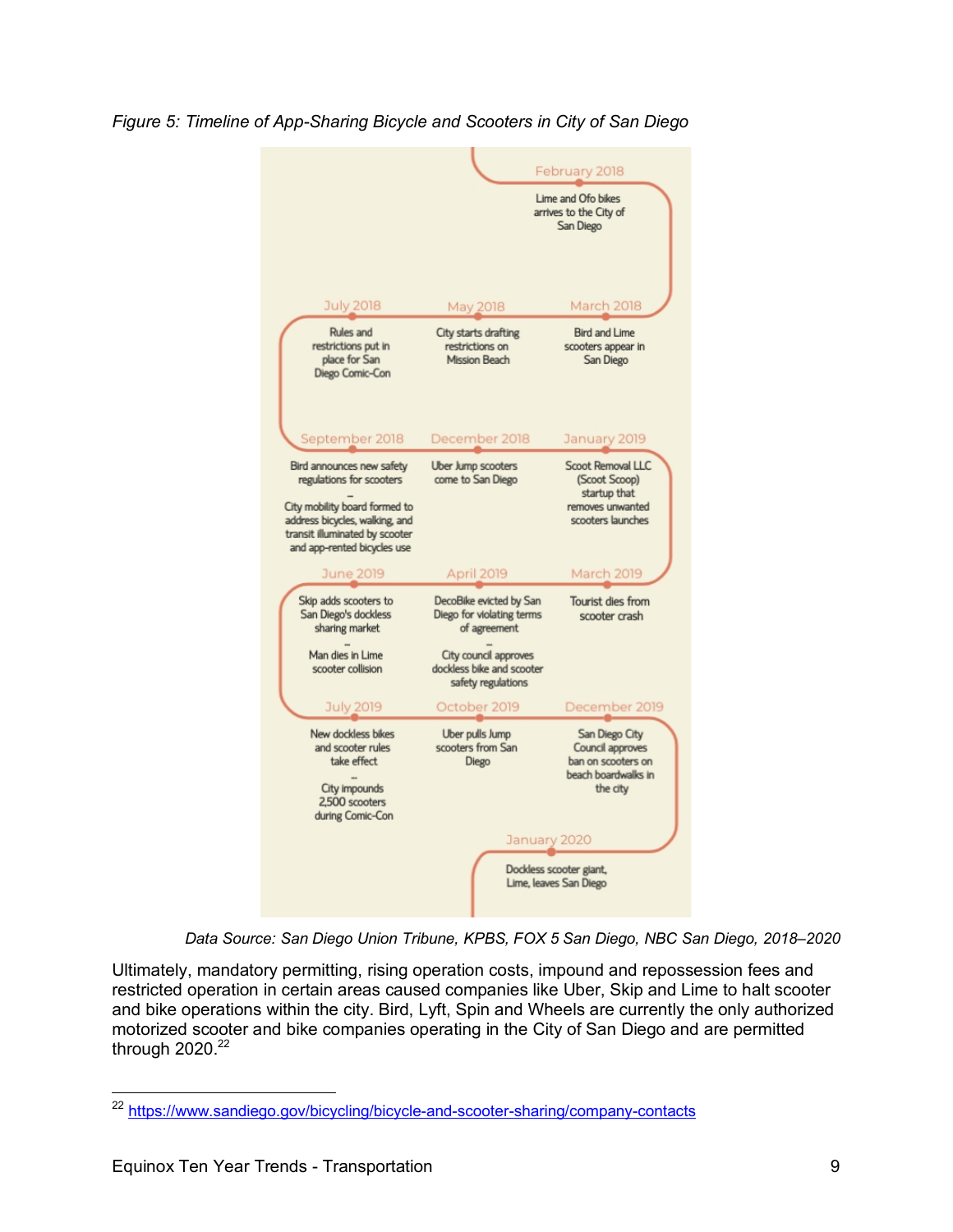*Figure 5: Timeline of App-Sharing Bicycle and Scooters in City of San Diego*

**February 2018** — Lime and Ofo bikes arrives to the City of San Diego

**March 2018** — Bird and Lime scooters appear in San Diego

**May 2018** — City starts drafting restrictions on Mission Beach

**July 2018** — Rules and restrictions put in place for San Diego Comic-Con

**September 2018** — Bird announces new safety regulations for scooters
–
City mobility board formed to address bicycles, walking, and transit illuminated by scooter and app-rented bicycles use

**December 2018** — Uber Jump scooters come to San Diego

**January 2019** — Scoot Removal LLC (Scoot Scoop) startup that removes unwanted scooters launches

**March 2019** — Tourist dies from scooter crash

**April 2019** — DecoBike evicted by San Diego for violating terms of agreement
–
City council approves dockless bike and scooter safety regulations

**June 2019** — Skip adds scooters to San Diego's dockless sharing market
–
Man dies in Lime scooter collision

**July 2019** — New dockless bikes and scooter rules take effect
–
City impounds 2,500 scooters during Comic-Con

**October 2019** — Uber pulls Jump scooters from San Diego

**December 2019** — San Diego City Council approves ban on scooters on beach boardwalks in the city

**January 2020** — Dockless scooter giant, Lime, leaves San Diego

*Data Source: San Diego Union Tribune, KPBS, FOX 5 San Diego, NBC San Diego, 2018–2020*

Ultimately, mandatory permitting, rising operation costs, impound and repossession fees and restricted operation in certain areas caused companies like Uber, Skip and Lime to halt scooter and bike operations within the city. Bird, Lyft, Spin and Wheels are currently the only authorized motorized scooter and bike companies operating in the City of San Diego and are permitted through 2020.[22]

[22] https://www.sandiego.gov/bicycling/bicycle-and-scooter-sharing/company-contacts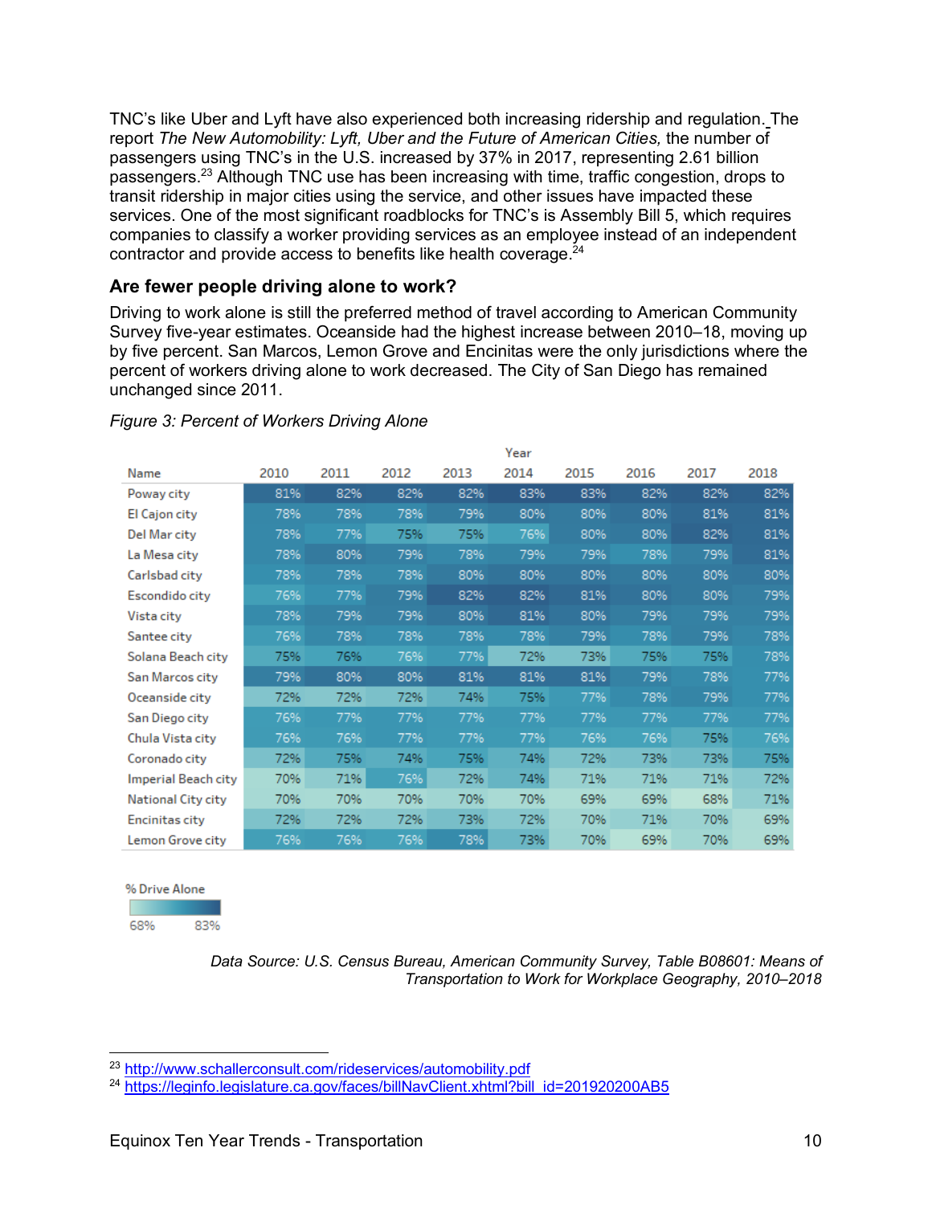TNC's like Uber and Lyft have also experienced both increasing ridership and regulation. The report *The New Automobility: Lyft, Uber and the Future of American Cities,* the number of passengers using TNC's in the U.S. increased by 37% in 2017, representing 2.61 billion passengers.[23] Although TNC use has been increasing with time, traffic congestion, drops to transit ridership in major cities using the service, and other issues have impacted these services. One of the most significant roadblocks for TNC's is Assembly Bill 5, which requires companies to classify a worker providing services as an employee instead of an independent contractor and provide access to benefits like health coverage.[24]

### Are fewer people driving alone to work?

Driving to work alone is still the preferred method of travel according to American Community Survey five-year estimates. Oceanside had the highest increase between 2010–18, moving up by five percent. San Marcos, Lemon Grove and Encinitas were the only jurisdictions where the percent of workers driving alone to work decreased. The City of San Diego has remained unchanged since 2011.

*Figure 3: Percent of Workers Driving Alone*

| | Year | | | | | | | | |
|---|---|---|---|---|---|---|---|---|---|
| Name | 2010 | 2011 | 2012 | 2013 | 2014 | 2015 | 2016 | 2017 | 2018 |
| Poway city | 81% | 82% | 82% | 82% | 83% | 83% | 82% | 82% | 82% |
| El Cajon city | 78% | 78% | 78% | 79% | 80% | 80% | 80% | 81% | 81% |
| Del Mar city | 78% | 77% | 75% | 75% | 76% | 80% | 80% | 82% | 81% |
| La Mesa city | 78% | 80% | 79% | 78% | 79% | 79% | 78% | 79% | 81% |
| Carlsbad city | 78% | 78% | 78% | 80% | 80% | 80% | 80% | 80% | 80% |
| Escondido city | 76% | 77% | 79% | 82% | 82% | 81% | 80% | 80% | 79% |
| Vista city | 78% | 79% | 79% | 80% | 81% | 80% | 79% | 79% | 79% |
| Santee city | 76% | 78% | 78% | 78% | 78% | 79% | 78% | 79% | 78% |
| Solana Beach city | 75% | 76% | 76% | 77% | 72% | 73% | 75% | 75% | 78% |
| San Marcos city | 79% | 80% | 80% | 81% | 81% | 81% | 79% | 78% | 77% |
| Oceanside city | 72% | 72% | 72% | 74% | 75% | 77% | 78% | 79% | 77% |
| San Diego city | 76% | 77% | 77% | 77% | 77% | 77% | 77% | 77% | 77% |
| Chula Vista city | 76% | 76% | 77% | 77% | 77% | 76% | 76% | 75% | 76% |
| Coronado city | 72% | 75% | 74% | 75% | 74% | 72% | 73% | 73% | 75% |
| Imperial Beach city | 70% | 71% | 76% | 72% | 74% | 71% | 71% | 71% | 72% |
| National City city | 70% | 70% | 70% | 70% | 70% | 69% | 69% | 68% | 71% |
| Encinitas city | 72% | 72% | 72% | 73% | 72% | 70% | 71% | 70% | 69% |
| Lemon Grove city | 76% | 76% | 76% | 78% | 73% | 70% | 69% | 70% | 69% |

% Drive Alone

68% 83%

*Data Source: U.S. Census Bureau, American Community Survey, Table B08601: Means of Transportation to Work for Workplace Geography, 2010–2018*

---

[23] http://www.schallerconsult.com/rideservices/automobility.pdf

[24] https://leginfo.legislature.ca.gov/faces/billNavClient.xhtml?bill_id=201920200AB5